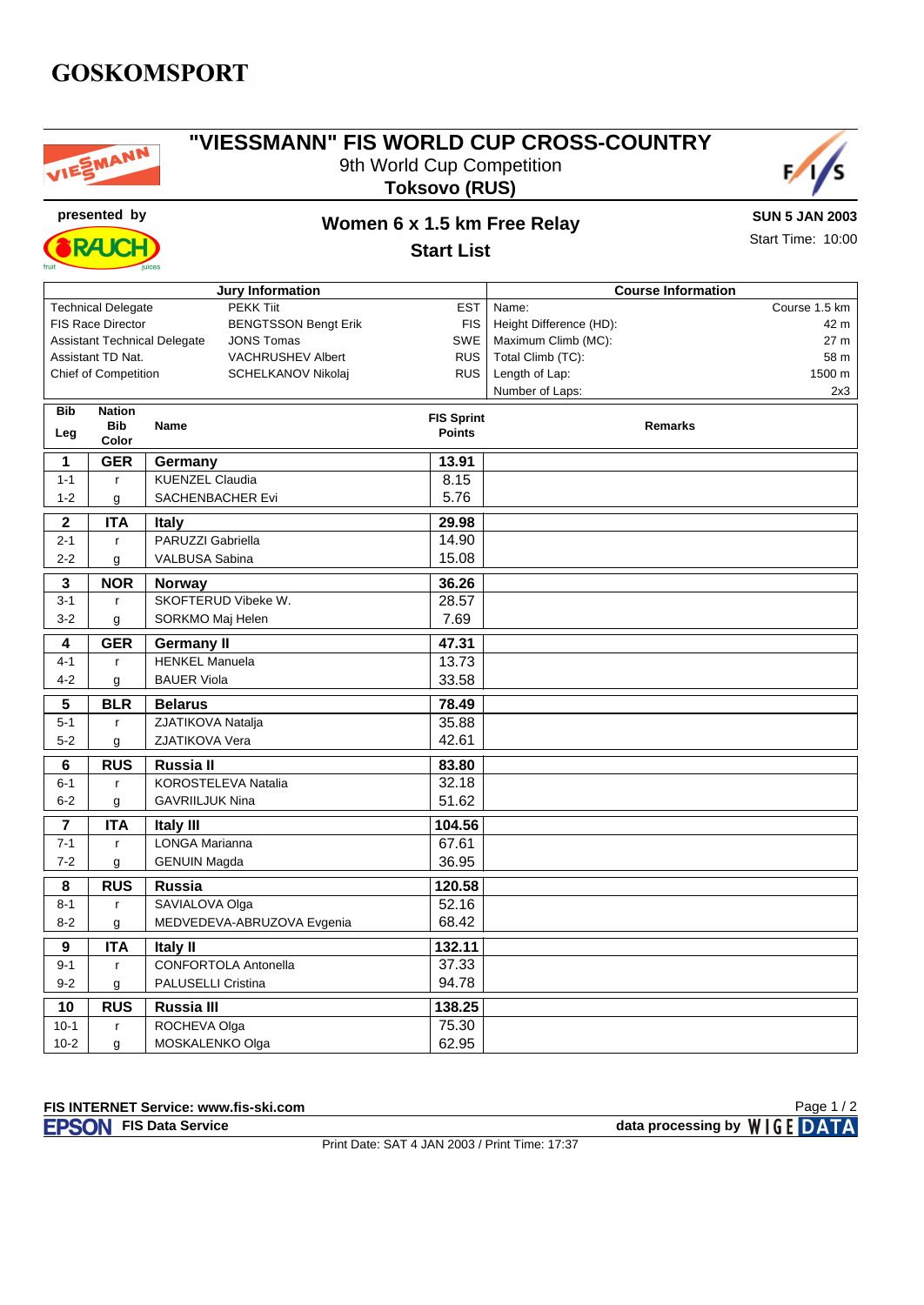GOSKOMSPORT

# "VIESSMANN" FIS WORLD CUP CROSS-COUNTRY

9th World Cup Competition

**Toksovo (RUS)**

**presented by**

## Women 6 x 1.5 km Free Relay

### Start List

**SUN 5 JAN 2003**

Start Time: 10:00

| Jury Information | | |
|---|---|---|
| Technical Delegate | PEKK Tiit | EST |
| FIS Race Director | BENGTSSON Bengt Erik | FIS |
| Assistant Technical Delegate | JONS Tomas | SWE |
| Assistant TD Nat. | VACHRUSHEV Albert | RUS |
| Chief of Competition | SCHELKANOV Nikolaj | RUS |

| Course Information | |
|---|---|
| Name: | Course 1.5 km |
| Height Difference (HD): | 42 m |
| Maximum Climb (MC): | 27 m |
| Total Climb (TC): | 58 m |
| Length of Lap: | 1500 m |
| Number of Laps: | 2x3 |

| Bib / Leg | Nation / Bib Color | Name | FIS Sprint Points | Remarks |
|---|---|---|---|---|
| **1** | **GER** | **Germany** | **13.91** | |
| 1-1 | r | KUENZEL Claudia | 8.15 | |
| 1-2 | g | SACHENBACHER Evi | 5.76 | |
| **2** | **ITA** | **Italy** | **29.98** | |
| 2-1 | r | PARUZZI Gabriella | 14.90 | |
| 2-2 | g | VALBUSA Sabina | 15.08 | |
| **3** | **NOR** | **Norway** | **36.26** | |
| 3-1 | r | SKOFTERUD Vibeke W. | 28.57 | |
| 3-2 | g | SORKMO Maj Helen | 7.69 | |
| **4** | **GER** | **Germany II** | **47.31** | |
| 4-1 | r | HENKEL Manuela | 13.73 | |
| 4-2 | g | BAUER Viola | 33.58 | |
| **5** | **BLR** | **Belarus** | **78.49** | |
| 5-1 | r | ZJATIKOVA Natalja | 35.88 | |
| 5-2 | g | ZJATIKOVA Vera | 42.61 | |
| **6** | **RUS** | **Russia II** | **83.80** | |
| 6-1 | r | KOROSTELEVA Natalia | 32.18 | |
| 6-2 | g | GAVRIILJUK Nina | 51.62 | |
| **7** | **ITA** | **Italy III** | **104.56** | |
| 7-1 | r | LONGA Marianna | 67.61 | |
| 7-2 | g | GENUIN Magda | 36.95 | |
| **8** | **RUS** | **Russia** | **120.58** | |
| 8-1 | r | SAVIALOVA Olga | 52.16 | |
| 8-2 | g | MEDVEDEVA-ABRUZOVA Evgenia | 68.42 | |
| **9** | **ITA** | **Italy II** | **132.11** | |
| 9-1 | r | CONFORTOLA Antonella | 37.33 | |
| 9-2 | g | PALUSELLI Cristina | 94.78 | |
| **10** | **RUS** | **Russia III** | **138.25** | |
| 10-1 | r | ROCHEVA Olga | 75.30 | |
| 10-2 | g | MOSKALENKO Olga | 62.95 | |

**FIS INTERNET Service: www.fis-ski.com**

EPSON FIS Data Service

data processing by WIGE DATA

Print Date: SAT 4 JAN 2003 / Print Time: 17:37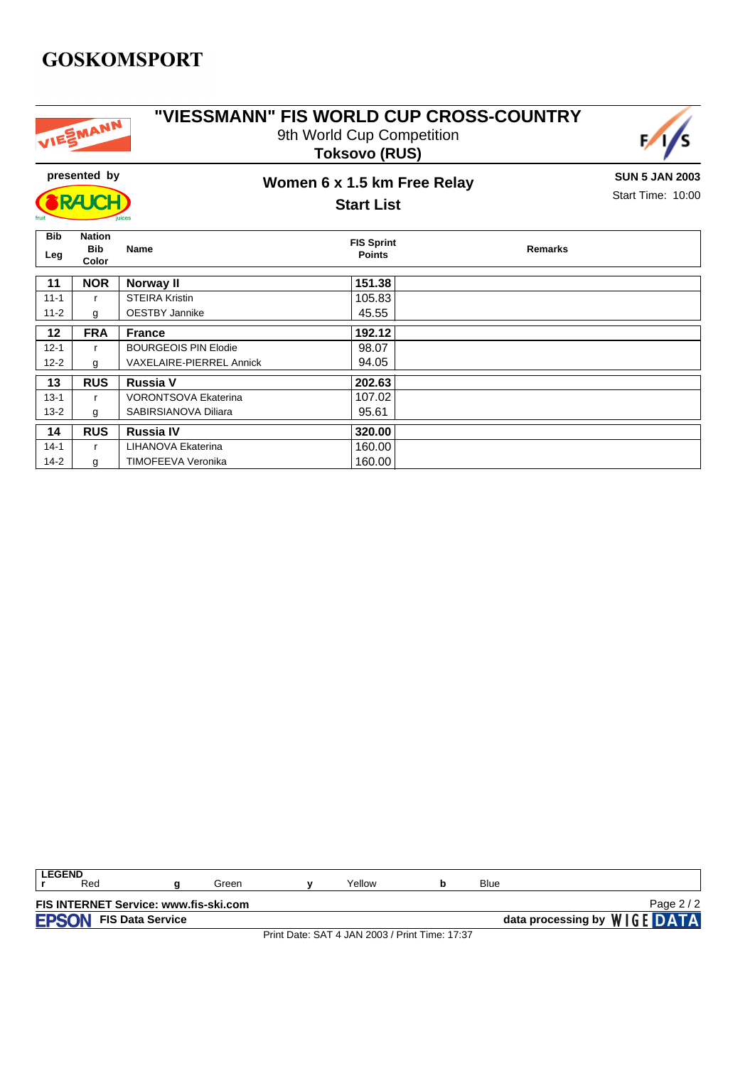GOSKOMSPORT

# "VIESSMANN" FIS WORLD CUP CROSS-COUNTRY

9th World Cup Competition

**Toksovo (RUS)**

presented by

## Women 6 x 1.5 km Free Relay

### Start List

**SUN 5 JAN 2003**

Start Time: 10:00

| Bib / Leg | Nation / Bib Color | Name | FIS Sprint Points | Remarks |
|---|---|---|---|---|
| **11** | **NOR** | **Norway II** | **151.38** | |
| 11-1 | r | STEIRA Kristin | 105.83 | |
| 11-2 | g | OESTBY Jannike | 45.55 | |
| **12** | **FRA** | **France** | **192.12** | |
| 12-1 | r | BOURGEOIS PIN Elodie | 98.07 | |
| 12-2 | g | VAXELAIRE-PIERREL Annick | 94.05 | |
| **13** | **RUS** | **Russia V** | **202.63** | |
| 13-1 | r | VORONTSOVA Ekaterina | 107.02 | |
| 13-2 | g | SABIRSIANOVA Diliara | 95.61 | |
| **14** | **RUS** | **Russia IV** | **320.00** | |
| 14-1 | r | LIHANOVA Ekaterina | 160.00 | |
| 14-2 | g | TIMOFEEVA Veronika | 160.00 | |

| LEGEND | | | | | | | |
|---|---|---|---|---|---|---|---|
| r | Red | g | Green | y | Yellow | b | Blue |

FIS INTERNET Service: www.fis-ski.com

EPSON FIS Data Service

data processing by WIGE DATA

Print Date: SAT 4 JAN 2003 / Print Time: 17:37